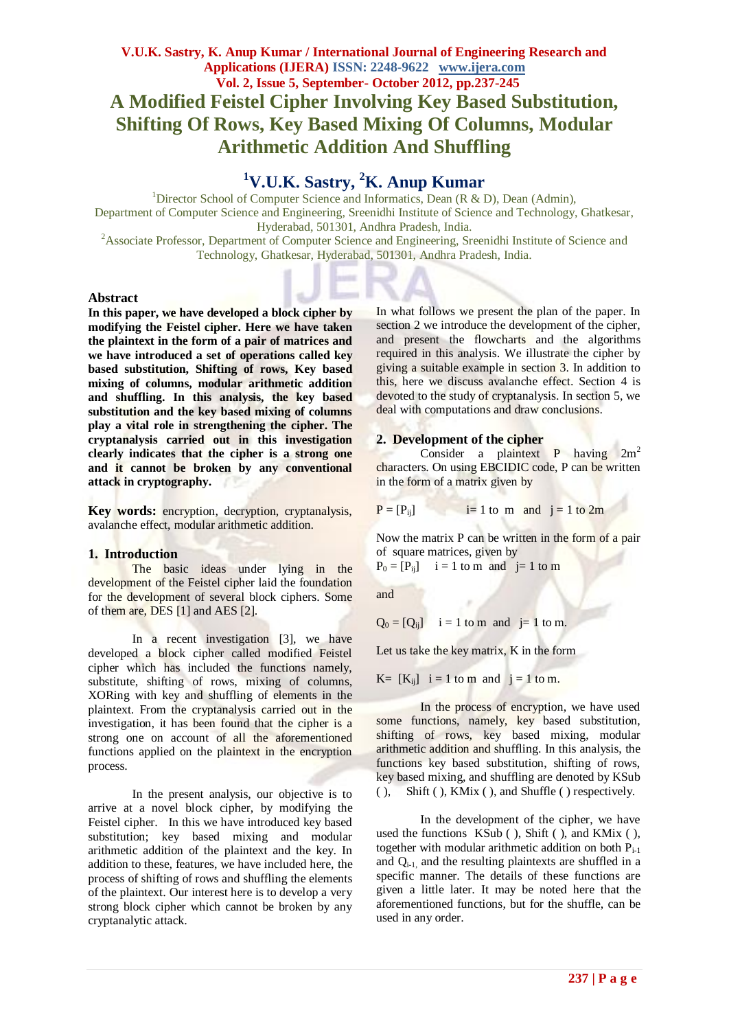# A Modified Feistel Cipher Involving Key Based Substitution, Shifting Of Rows, Key Based Mixing Of Columns, Modular Arithmetic Addition And Shuffling

## [1]V.U.K. Sastry, [2]K. Anup Kumar

[1]Director School of Computer Science and Informatics, Dean (R & D), Dean (Admin), Department of Computer Science and Engineering, Sreenidhi Institute of Science and Technology, Ghatkesar, Hyderabad, 501301, Andhra Pradesh, India.

[2]Associate Professor, Department of Computer Science and Engineering, Sreenidhi Institute of Science and Technology, Ghatkesar, Hyderabad, 501301, Andhra Pradesh, India.

### Abstract

**In this paper, we have developed a block cipher by modifying the Feistel cipher. Here we have taken the plaintext in the form of a pair of matrices and we have introduced a set of operations called key based substitution, Shifting of rows, Key based mixing of columns, modular arithmetic addition and shuffling. In this analysis, the key based substitution and the key based mixing of columns play a vital role in strengthening the cipher. The cryptanalysis carried out in this investigation clearly indicates that the cipher is a strong one and it cannot be broken by any conventional attack in cryptography.**

**Key words:** encryption, decryption, cryptanalysis, avalanche effect, modular arithmetic addition.

## 1. Introduction

The basic ideas under lying in the development of the Feistel cipher laid the foundation for the development of several block ciphers. Some of them are, DES [1] and AES [2].

In a recent investigation [3], we have developed a block cipher called modified Feistel cipher which has included the functions namely, substitute, shifting of rows, mixing of columns, XORing with key and shuffling of elements in the plaintext. From the cryptanalysis carried out in the investigation, it has been found that the cipher is a strong one on account of all the aforementioned functions applied on the plaintext in the encryption process.

In the present analysis, our objective is to arrive at a novel block cipher, by modifying the Feistel cipher. In this we have introduced key based substitution; key based mixing and modular arithmetic addition of the plaintext and the key. In addition to these, features, we have included here, the process of shifting of rows and shuffling the elements of the plaintext. Our interest here is to develop a very strong block cipher which cannot be broken by any cryptanalytic attack.

In what follows we present the plan of the paper. In section 2 we introduce the development of the cipher, and present the flowcharts and the algorithms required in this analysis. We illustrate the cipher by giving a suitable example in section 3. In addition to this, here we discuss avalanche effect. Section 4 is devoted to the study of cryptanalysis. In section 5, we deal with computations and draw conclusions.

## 2. Development of the cipher

Consider a plaintext P having $2m^2$ characters. On using EBCIDIC code, P can be written in the form of a matrix given by

$P = [P_{ij}]$  i= 1 to m and j = 1 to 2m

Now the matrix P can be written in the form of a pair of square matrices, given by

$P_0 = [P_{ij}]$  i = 1 to m and j= 1 to m

and

$Q_0 = [Q_{ij}]$  i = 1 to m and j= 1 to m.

Let us take the key matrix, K in the form

$K= [K_{ij}]$  i = 1 to m and j = 1 to m.

In the process of encryption, we have used some functions, namely, key based substitution, shifting of rows, key based mixing, modular arithmetic addition and shuffling. In this analysis, the functions key based substitution, shifting of rows, key based mixing, and shuffling are denoted by KSub ( ), Shift ( ), KMix ( ), and Shuffle ( ) respectively.

In the development of the cipher, we have used the functions KSub ( ), Shift ( ), and KMix ( ), together with modular arithmetic addition on both $P_{i-1}$ and $Q_{i-1}$, and the resulting plaintexts are shuffled in a specific manner. The details of these functions are given a little later. It may be noted here that the aforementioned functions, but for the shuffle, can be used in any order.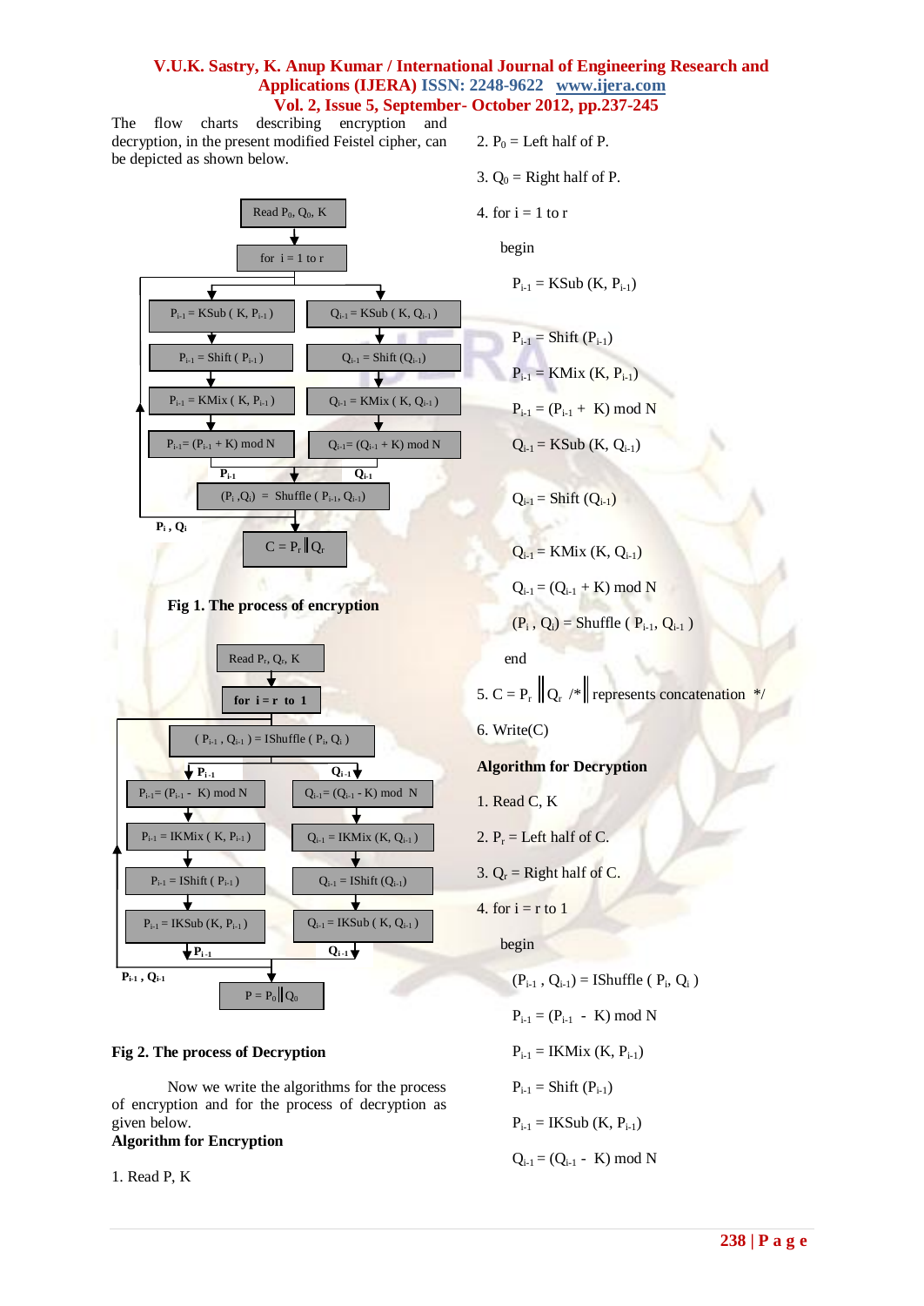The flow charts describing encryption and decryption, in the present modified Feistel cipher, can be depicted as shown below.

**Fig 1. The process of encryption**

**Fig 2. The process of Decryption**

Now we write the algorithms for the process of encryption and for the process of decryption as given below.

**Algorithm for Encryption**

1. Read P, K
2. $P_0$ = Left half of P.
3. $Q_0$ = Right half of P.
4. for i = 1 to r

   begin

   $P_{i-1}$ = KSub (K, $P_{i-1}$)

   $P_{i-1}$ = Shift ($P_{i-1}$)

   $P_{i-1}$ = KMix (K, $P_{i-1}$)

   $P_{i-1} = (P_{i-1} + K) \bmod N$

   $Q_{i-1}$ = KSub (K, $Q_{i-1}$)

   $Q_{i-1}$ = Shift ($Q_{i-1}$)

   $Q_{i-1}$ = KMix (K, $Q_{i-1}$)

   $Q_{i-1} = (Q_{i-1} + K) \bmod N$

   ($P_i$ , $Q_i$) = Shuffle ( $P_{i-1}$, $Q_{i-1}$ )

   end
5. C = $P_r \| Q_r$ /* $\|$ represents concatenation */
6. Write(C)

**Algorithm for Decryption**

1. Read C, K
2. $P_r$ = Left half of C.
3. $Q_r$ = Right half of C.
4. for i = r to 1

   begin

   ($P_{i-1}$ , $Q_{i-1}$) = IShuffle ( $P_i$, $Q_i$ )

   $P_{i-1} = (P_{i-1} - K) \bmod N$

   $P_{i-1}$ = IKMix (K, $P_{i-1}$)

   $P_{i-1}$ = Shift ($P_{i-1}$)

   $P_{i-1}$ = IKSub (K, $P_{i-1}$)

   $Q_{i-1} = (Q_{i-1} - K) \bmod N$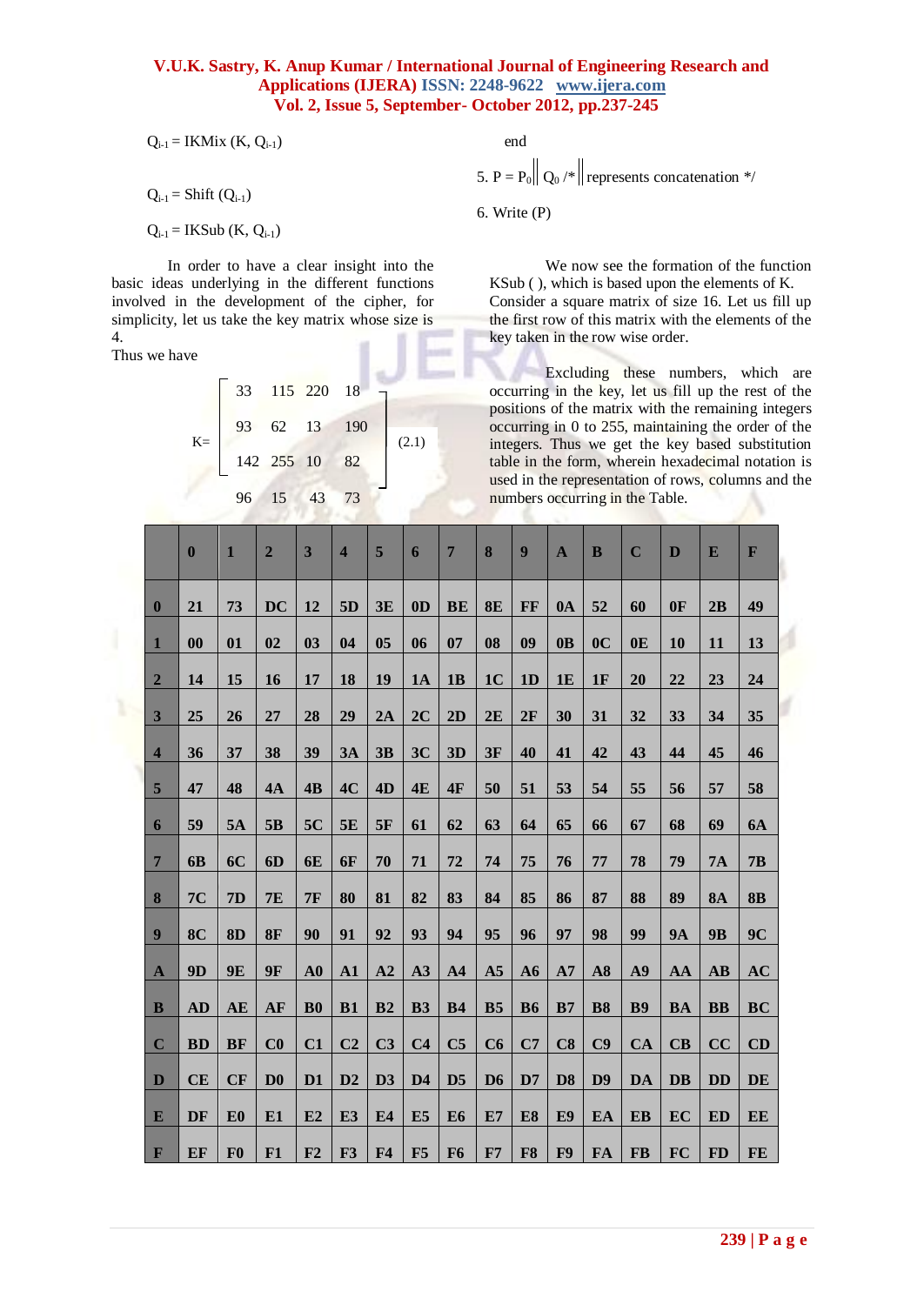$Q_{i-1}$ = IKMix (K, $Q_{i-1}$)

$Q_{i-1}$ = Shift ($Q_{i-1}$)

$Q_{i-1}$ = IKSub (K, $Q_{i-1}$)

end

5. P = $P_0 \| Q_0$ /* $\|$ represents concatenation */

6. Write (P)

In order to have a clear insight into the basic ideas underlying in the different functions involved in the development of the cipher, for simplicity, let us take the key matrix whose size is 4.

Thus we have

$$K = \begin{bmatrix} 33 & 115 & 220 & 18 \\ 93 & 62 & 13 & 190 \\ 142 & 255 & 10 & 82 \\ 96 & 15 & 43 & 73 \end{bmatrix} \quad (2.1)$$

We now see the formation of the function KSub ( ), which is based upon the elements of K. Consider a square matrix of size 16. Let us fill up the first row of this matrix with the elements of the key taken in the row wise order.

Excluding these numbers, which are occurring in the key, let us fill up the rest of the positions of the matrix with the remaining integers occurring in 0 to 255, maintaining the order of the integers. Thus we get the key based substitution table in the form, wherein hexadecimal notation is used in the representation of rows, columns and the numbers occurring in the Table.

| | 0 | 1 | 2 | 3 | 4 | 5 | 6 | 7 | 8 | 9 | A | B | C | D | E | F |
|---|---|---|---|---|---|---|---|---|---|---|---|---|---|---|---|---|
| 0 | 21 | 73 | DC | 12 | 5D | 3E | 0D | BE | 8E | FF | 0A | 52 | 60 | 0F | 2B | 49 |
| 1 | 00 | 01 | 02 | 03 | 04 | 05 | 06 | 07 | 08 | 09 | 0B | 0C | 0E | 10 | 11 | 13 |
| 2 | 14 | 15 | 16 | 17 | 18 | 19 | 1A | 1B | 1C | 1D | 1E | 1F | 20 | 22 | 23 | 24 |
| 3 | 25 | 26 | 27 | 28 | 29 | 2A | 2C | 2D | 2E | 2F | 30 | 31 | 32 | 33 | 34 | 35 |
| 4 | 36 | 37 | 38 | 39 | 3A | 3B | 3C | 3D | 3F | 40 | 41 | 42 | 43 | 44 | 45 | 46 |
| 5 | 47 | 48 | 4A | 4B | 4C | 4D | 4E | 4F | 50 | 51 | 53 | 54 | 55 | 56 | 57 | 58 |
| 6 | 59 | 5A | 5B | 5C | 5E | 5F | 61 | 62 | 63 | 64 | 65 | 66 | 67 | 68 | 69 | 6A |
| 7 | 6B | 6C | 6D | 6E | 6F | 70 | 71 | 72 | 74 | 75 | 76 | 77 | 78 | 79 | 7A | 7B |
| 8 | 7C | 7D | 7E | 7F | 80 | 81 | 82 | 83 | 84 | 85 | 86 | 87 | 88 | 89 | 8A | 8B |
| 9 | 8C | 8D | 8F | 90 | 91 | 92 | 93 | 94 | 95 | 96 | 97 | 98 | 99 | 9A | 9B | 9C |
| A | 9D | 9E | 9F | A0 | A1 | A2 | A3 | A4 | A5 | A6 | A7 | A8 | A9 | AA | AB | AC |
| B | AD | AE | AF | B0 | B1 | B2 | B3 | B4 | B5 | B6 | B7 | B8 | B9 | BA | BB | BC |
| C | BD | BF | C0 | C1 | C2 | C3 | C4 | C5 | C6 | C7 | C8 | C9 | CA | CB | CC | CD |
| D | CE | CF | D0 | D1 | D2 | D3 | D4 | D5 | D6 | D7 | D8 | D9 | DA | DB | DD | DE |
| E | DF | E0 | E1 | E2 | E3 | E4 | E5 | E6 | E7 | E8 | E9 | EA | EB | EC | ED | EE |
| F | EF | F0 | F1 | F2 | F3 | F4 | F5 | F6 | F7 | F8 | F9 | FA | FB | FC | FD | FE |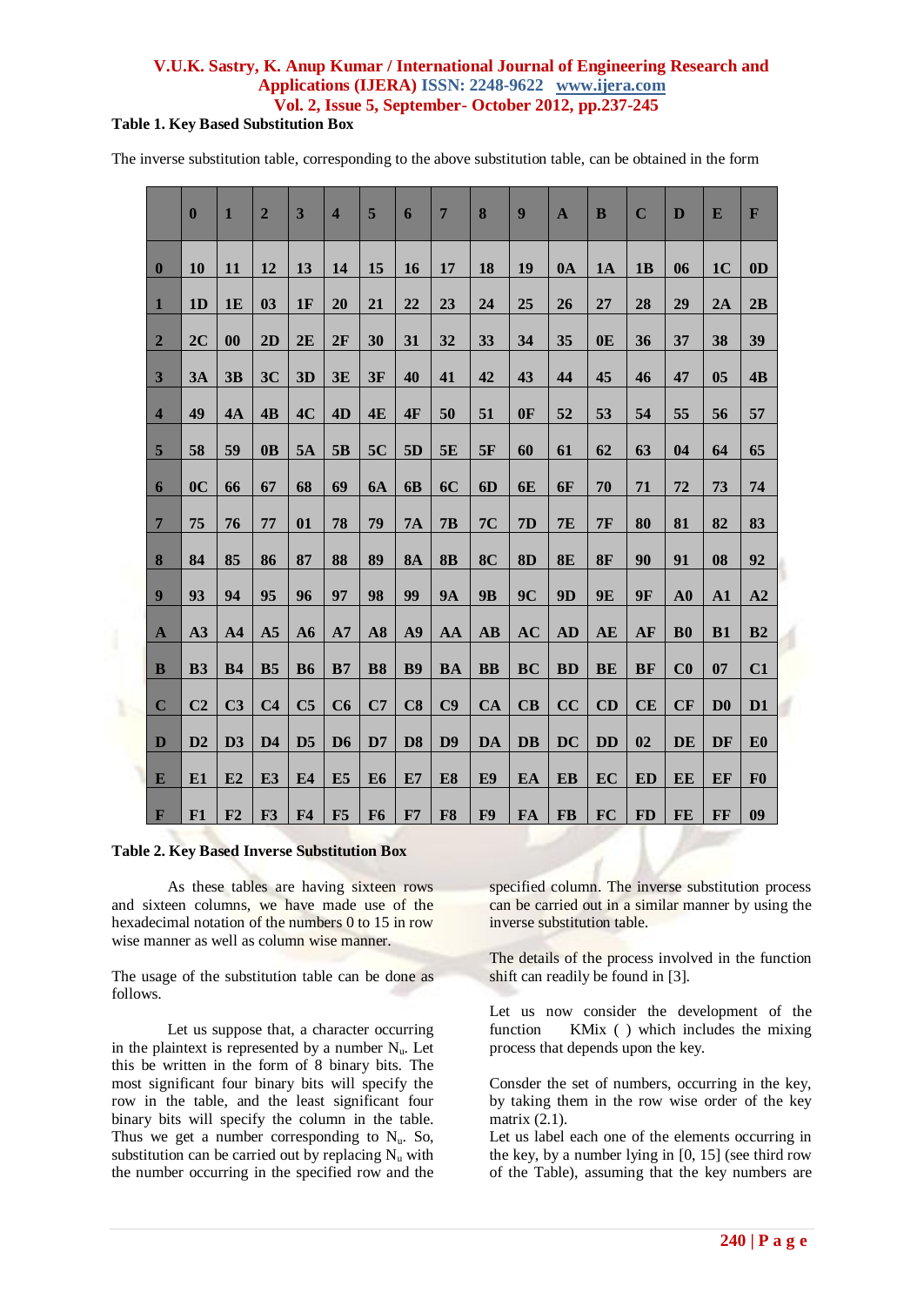**Table 1. Key Based Substitution Box**

The inverse substitution table, corresponding to the above substitution table, can be obtained in the form

| | 0 | 1 | 2 | 3 | 4 | 5 | 6 | 7 | 8 | 9 | A | B | C | D | E | F |
|---|---|---|---|---|---|---|---|---|---|---|---|---|---|---|---|---|
| **0** | 10 | 11 | 12 | 13 | 14 | 15 | 16 | 17 | 18 | 19 | 0A | 1A | 1B | 06 | 1C | 0D |
| **1** | 1D | 1E | 03 | 1F | 20 | 21 | 22 | 23 | 24 | 25 | 26 | 27 | 28 | 29 | 2A | 2B |
| **2** | 2C | 00 | 2D | 2E | 2F | 30 | 31 | 32 | 33 | 34 | 35 | 0E | 36 | 37 | 38 | 39 |
| **3** | 3A | 3B | 3C | 3D | 3E | 3F | 40 | 41 | 42 | 43 | 44 | 45 | 46 | 47 | 05 | 4B |
| **4** | 49 | 4A | 4B | 4C | 4D | 4E | 4F | 50 | 51 | 0F | 52 | 53 | 54 | 55 | 56 | 57 |
| **5** | 58 | 59 | 0B | 5A | 5B | 5C | 5D | 5E | 5F | 60 | 61 | 62 | 63 | 04 | 64 | 65 |
| **6** | 0C | 66 | 67 | 68 | 69 | 6A | 6B | 6C | 6D | 6E | 6F | 70 | 71 | 72 | 73 | 74 |
| **7** | 75 | 76 | 77 | 01 | 78 | 79 | 7A | 7B | 7C | 7D | 7E | 7F | 80 | 81 | 82 | 83 |
| **8** | 84 | 85 | 86 | 87 | 88 | 89 | 8A | 8B | 8C | 8D | 8E | 8F | 90 | 91 | 08 | 92 |
| **9** | 93 | 94 | 95 | 96 | 97 | 98 | 99 | 9A | 9B | 9C | 9D | 9E | 9F | A0 | A1 | A2 |
| **A** | A3 | A4 | A5 | A6 | A7 | A8 | A9 | AA | AB | AC | AD | AE | AF | B0 | B1 | B2 |
| **B** | B3 | B4 | B5 | B6 | B7 | B8 | B9 | BA | BB | BC | BD | BE | BF | C0 | 07 | C1 |
| **C** | C2 | C3 | C4 | C5 | C6 | C7 | C8 | C9 | CA | CB | CC | CD | CE | CF | D0 | D1 |
| **D** | D2 | D3 | D4 | D5 | D6 | D7 | D8 | D9 | DA | DB | DC | DD | 02 | DE | DF | E0 |
| **E** | E1 | E2 | E3 | E4 | E5 | E6 | E7 | E8 | E9 | EA | EB | EC | ED | EE | EF | F0 |
| **F** | F1 | F2 | F3 | F4 | F5 | F6 | F7 | F8 | F9 | FA | FB | FC | FD | FE | FF | 09 |

**Table 2. Key Based Inverse Substitution Box**

As these tables are having sixteen rows and sixteen columns, we have made use of the hexadecimal notation of the numbers 0 to 15 in row wise manner as well as column wise manner.

The usage of the substitution table can be done as follows.

Let us suppose that, a character occurring in the plaintext is represented by a number $N_u$. Let this be written in the form of 8 binary bits. The most significant four binary bits will specify the row in the table, and the least significant four binary bits will specify the column in the table. Thus we get a number corresponding to $N_u$. So, substitution can be carried out by replacing $N_u$ with the number occurring in the specified row and the specified column. The inverse substitution process can be carried out in a similar manner by using the inverse substitution table.

The details of the process involved in the function shift can readily be found in [3].

Let us now consider the development of the function KMix ( ) which includes the mixing process that depends upon the key.

Consder the set of numbers, occurring in the key, by taking them in the row wise order of the key matrix (2.1).
Let us label each one of the elements occurring in the key, by a number lying in [0, 15] (see third row of the Table), assuming that the key numbers are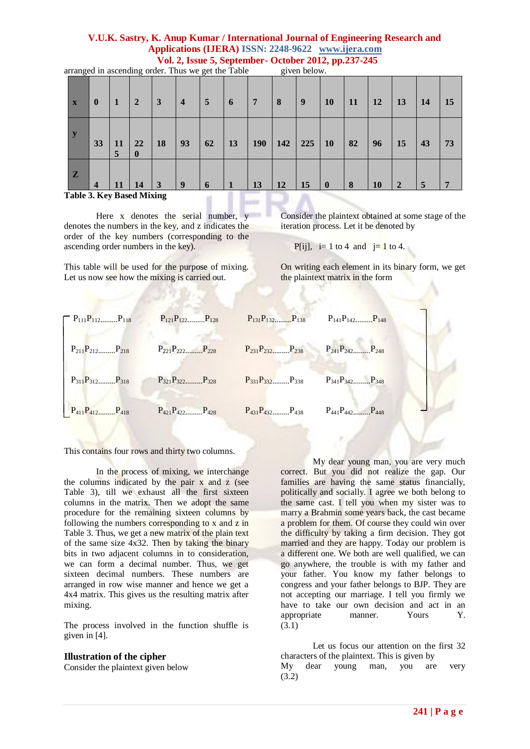arranged in ascending order. Thus we get the Table given below.

| x | 0 | 1 | 2 | 3 | 4 | 5 | 6 | 7 | 8 | 9 | 10 | 11 | 12 | 13 | 14 | 15 |
|---|---|---|---|---|---|---|---|---|---|---|---|---|---|---|---|---|
| y | 33 | 115 | 220 | 18 | 93 | 62 | 13 | 190 | 142 | 225 | 10 | 82 | 96 | 15 | 43 | 73 |
| Z | 4 | 11 | 14 | 3 | 9 | 6 | 1 | 13 | 12 | 15 | 0 | 8 | 10 | 2 | 5 | 7 |

**Table 3. Key Based Mixing**

Here x denotes the serial number, y denotes the numbers in the key, and z indicates the order of the key numbers (corresponding to the ascending order numbers in the key).

This table will be used for the purpose of mixing. Let us now see how the mixing is carried out.

Consider the plaintext obtained at some stage of the iteration process. Let it be denoted by

P[ij], i= 1 to 4 and j= 1 to 4.

On writing each element in its binary form, we get the plaintext matrix in the form

$$
\begin{bmatrix}
P_{111}P_{112}\ldots\ldots P_{118} & P_{121}P_{122}\ldots\ldots P_{128} & P_{131}P_{132}\ldots\ldots P_{138} & P_{141}P_{142}\ldots\ldots P_{148} \\
P_{211}P_{212}\ldots\ldots P_{218} & P_{221}P_{222}\ldots\ldots P_{228} & P_{231}P_{232}\ldots\ldots P_{238} & P_{241}P_{242}\ldots\ldots P_{248} \\
P_{311}P_{312}\ldots\ldots P_{318} & P_{321}P_{322}\ldots\ldots P_{328} & P_{331}P_{332}\ldots\ldots P_{338} & P_{341}P_{342}\ldots\ldots P_{348} \\
P_{411}P_{412}\ldots\ldots P_{418} & P_{421}P_{422}\ldots\ldots P_{428} & P_{431}P_{432}\ldots\ldots P_{438} & P_{441}P_{442}\ldots\ldots P_{448}
\end{bmatrix}
$$

This contains four rows and thirty two columns.

In the process of mixing, we interchange the columns indicated by the pair x and z (see Table 3), till we exhaust all the first sixteen columns in the matrix. Then we adopt the same procedure for the remaining sixteen columns by following the numbers corresponding to x and z in Table 3. Thus, we get a new matrix of the plain text of the same size 4x32. Then by taking the binary bits in two adjacent columns in to consideration, we can form a decimal number. Thus, we get sixteen decimal numbers. These numbers are arranged in row wise manner and hence we get a 4x4 matrix. This gives us the resulting matrix after mixing.

The process involved in the function shuffle is given in [4].

## Illustration of the cipher

Consider the plaintext given below

My dear young man, you are very much correct. But you did not realize the gap. Our families are having the same status financially, politically and socially. I agree we both belong to the same cast. I tell you when my sister was to marry a Brahmin some years back, the cast became a problem for them. Of course they could win over the difficulty by taking a firm decision. They got married and they are happy. Today our problem is a different one. We both are well qualified, we can go anywhere, the trouble is with my father and your father. You know my father belongs to congress and your father belongs to BJP. They are not accepting our marriage. I tell you firmly we have to take our own decision and act in an appropriate manner. Yours Y. (3.1)

Let us focus our attention on the first 32 characters of the plaintext. This is given by

My dear young man, you are very (3.2)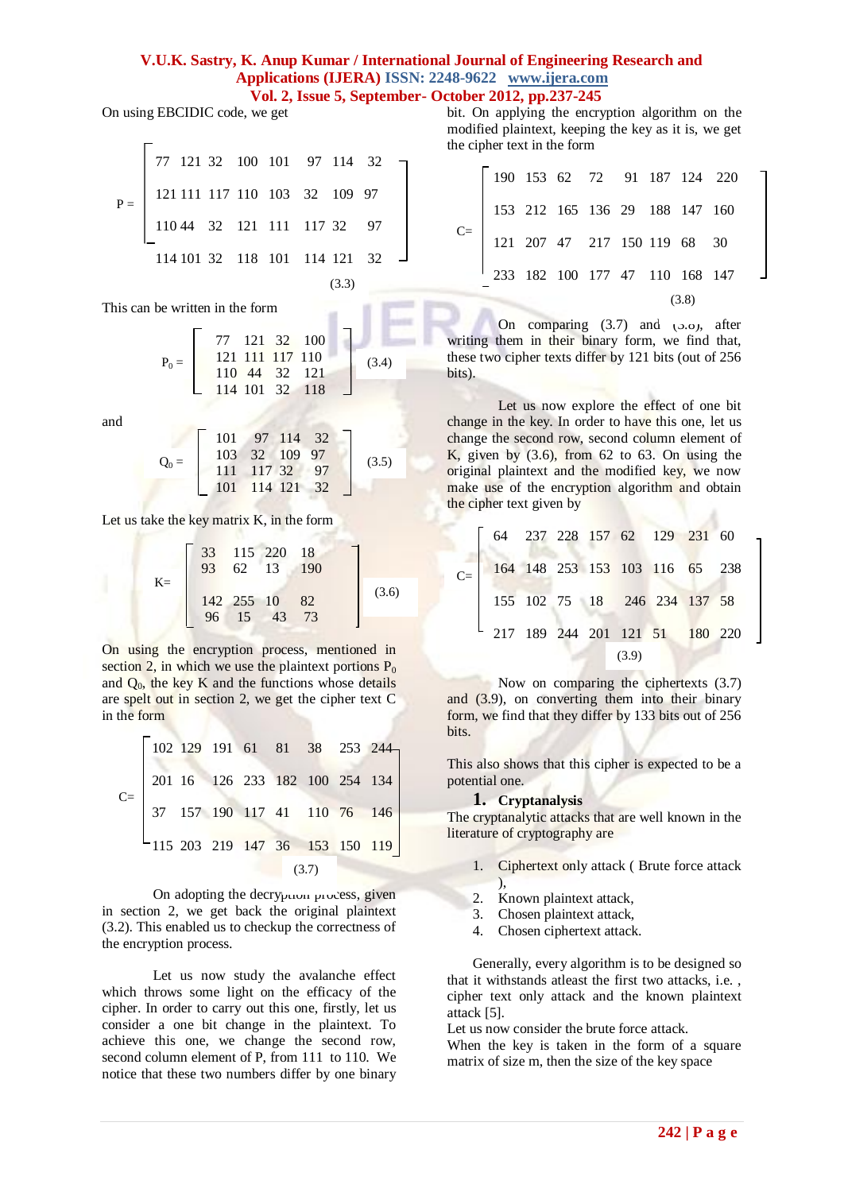On using EBCIDIC code, we get

$$P = \begin{bmatrix} 77 & 121 & 32 & 100 & 101 & 97 & 114 & 32 \\ 121 & 111 & 117 & 110 & 103 & 32 & 109 & 97 \\ 110 & 44 & 32 & 121 & 111 & 117 & 32 & 97 \\ 114 & 101 & 32 & 118 & 101 & 114 & 121 & 32 \end{bmatrix} \quad (3.3)$$

This can be written in the form

$$P_0 = \begin{bmatrix} 77 & 121 & 32 & 100 \\ 121 & 111 & 117 & 110 \\ 110 & 44 & 32 & 121 \\ 114 & 101 & 32 & 118 \end{bmatrix} \quad (3.4)$$

and

$$Q_0 = \begin{bmatrix} 101 & 97 & 114 & 32 \\ 103 & 32 & 109 & 97 \\ 111 & 117 & 32 & 97 \\ 101 & 114 & 121 & 32 \end{bmatrix} \quad (3.5)$$

Let us take the key matrix K, in the form

$$K = \begin{bmatrix} 33 & 115 & 220 & 18 \\ 93 & 62 & 13 & 190 \\ 142 & 255 & 10 & 82 \\ 96 & 15 & 43 & 73 \end{bmatrix} \quad (3.6)$$

On using the encryption process, mentioned in section 2, in which we use the plaintext portions $P_0$ and $Q_0$, the key K and the functions whose details are spelt out in section 2, we get the cipher text C in the form

$$C = \begin{bmatrix} 102 & 129 & 191 & 61 & 81 & 38 & 253 & 244 \\ 201 & 16 & 126 & 233 & 182 & 100 & 254 & 134 \\ 37 & 157 & 190 & 117 & 41 & 110 & 76 & 146 \\ 115 & 203 & 219 & 147 & 36 & 153 & 150 & 119 \end{bmatrix} \quad (3.7)$$

On adopting the decryption process, given in section 2, we get back the original plaintext (3.2). This enabled us to checkup the correctness of the encryption process.

Let us now study the avalanche effect which throws some light on the efficacy of the cipher. In order to carry out this one, firstly, let us consider a one bit change in the plaintext. To achieve this one, we change the second row, second column element of P, from 111 to 110. We notice that these two numbers differ by one binary bit. On applying the encryption algorithm on the modified plaintext, keeping the key as it is, we get the cipher text in the form

$$C = \begin{bmatrix} 190 & 153 & 62 & 72 & 91 & 187 & 124 & 220 \\ 153 & 212 & 165 & 136 & 29 & 188 & 147 & 160 \\ 121 & 207 & 47 & 217 & 150 & 119 & 68 & 30 \\ 233 & 182 & 100 & 177 & 47 & 110 & 168 & 147 \end{bmatrix} \quad (3.8)$$

On comparing (3.7) and (3.8), after writing them in their binary form, we find that, these two cipher texts differ by 121 bits (out of 256 bits).

Let us now explore the effect of one bit change in the key. In order to have this one, let us change the second row, second column element of K, given by (3.6), from 62 to 63. On using the original plaintext and the modified key, we now make use of the encryption algorithm and obtain the cipher text given by

$$C = \begin{bmatrix} 64 & 237 & 228 & 157 & 62 & 129 & 231 & 60 \\ 164 & 148 & 253 & 153 & 103 & 116 & 65 & 238 \\ 155 & 102 & 75 & 18 & 246 & 234 & 137 & 58 \\ 217 & 189 & 244 & 201 & 121 & 51 & 180 & 220 \end{bmatrix} \quad (3.9)$$

Now on comparing the ciphertexts (3.7) and (3.9), on converting them into their binary form, we find that they differ by 133 bits out of 256 bits.

This also shows that this cipher is expected to be a potential one.

## 1. Cryptanalysis

The cryptanalytic attacks that are well known in the literature of cryptography are

1. Ciphertext only attack ( Brute force attack ),
2. Known plaintext attack,
3. Chosen plaintext attack,
4. Chosen ciphertext attack.

Generally, every algorithm is to be designed so that it withstands atleast the first two attacks, i.e. , cipher text only attack and the known plaintext attack [5].

Let us now consider the brute force attack.

When the key is taken in the form of a square matrix of size m, then the size of the key space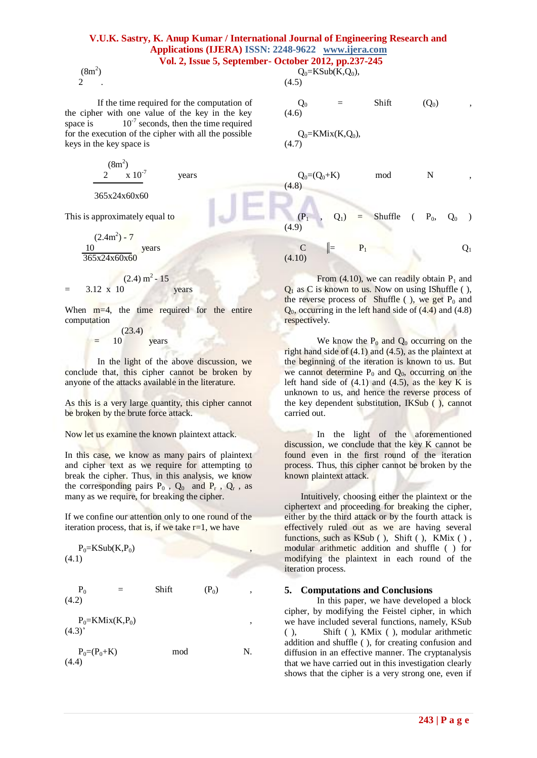$$2^{(8m^2)}.$$

If the time required for the computation of the cipher with one value of the key in the key space is $10^{-7}$ seconds, then the time required for the execution of the cipher with all the possible keys in the key space is

$$\frac{2^{(8m^2)} \times 10^{-7}}{365 \times 24 \times 60 \times 60} \text{ years}$$

This is approximately equal to

$$\frac{10^{(2.4m^2) - 7}}{365 \times 24 \times 60 \times 60} \text{ years}$$

$$= 3.12 \times 10^{(2.4)\, m^2 - 15} \text{ years}$$

When m=4, the time required for the entire computation

$$= 10^{(23.4)} \text{ years}$$

In the light of the above discussion, we conclude that, this cipher cannot be broken by anyone of the attacks available in the literature.

As this is a very large quantity, this cipher cannot be broken by the brute force attack.

Now let us examine the known plaintext attack.

In this case, we know as many pairs of plaintext and cipher text as we require for attempting to break the cipher. Thus, in this analysis, we know the corresponding pairs $P_0$ , $Q_0$ and $P_r$ , $Q_r$ , as many as we require, for breaking the cipher.

If we confine our attention only to one round of the iteration process, that is, if we take r=1, we have

$$P_0 = KSub(K, P_0), \quad (4.1)$$

$$P_0 = Shift\,(P_0), \quad (4.2)$$

$$P_0 = KMix(K, P_0), \quad (4.3)'$$

$$P_0 = (P_0 + K) \bmod N. \quad (4.4)$$

$$Q_0 = KSub(K, Q_0), \quad (4.5)$$

$$Q_0 = Shift\,(Q_0), \quad (4.6)$$

$$Q_0 = KMix(K, Q_0), \quad (4.7)$$

$$Q_0 = (Q_0 + K) \bmod N, \quad (4.8)$$

$$(P_1, Q_1) = Shuffle\,(P_0, Q_0) \quad (4.9)$$

$$C = P_1 \,\|\, Q_1 \quad (4.10)$$

From (4.10), we can readily obtain $P_1$ and $Q_1$ as C is known to us. Now on using IShuffle ( ), the reverse process of Shuffle ( ), we get $P_0$ and $Q_0$, occurring in the left hand side of (4.4) and (4.8) respectively.

We know the $P_0$ and $Q_0$ occurring on the right hand side of (4.1) and (4.5), as the plaintext at the beginning of the iteration is known to us. But we cannot determine $P_0$ and $Q_0$, occurring on the left hand side of (4.1) and (4.5), as the key K is unknown to us, and hence the reverse process of the key dependent substitution, IKSub ( ), cannot carried out.

In the light of the aforementioned discussion, we conclude that the key K cannot be found even in the first round of the iteration process. Thus, this cipher cannot be broken by the known plaintext attack.

Intuitively, choosing either the plaintext or the ciphertext and proceeding for breaking the cipher, either by the third attack or by the fourth attack is effectively ruled out as we are having several functions, such as KSub ( ), Shift ( ), KMix ( ) , modular arithmetic addition and shuffle ( ) for modifying the plaintext in each round of the iteration process.

## 5. Computations and Conclusions

In this paper, we have developed a block cipher, by modifying the Feistel cipher, in which we have included several functions, namely, KSub ( ), Shift ( ), KMix ( ), modular arithmetic addition and shuffle ( ), for creating confusion and diffusion in an effective manner. The cryptanalysis that we have carried out in this investigation clearly shows that the cipher is a very strong one, even if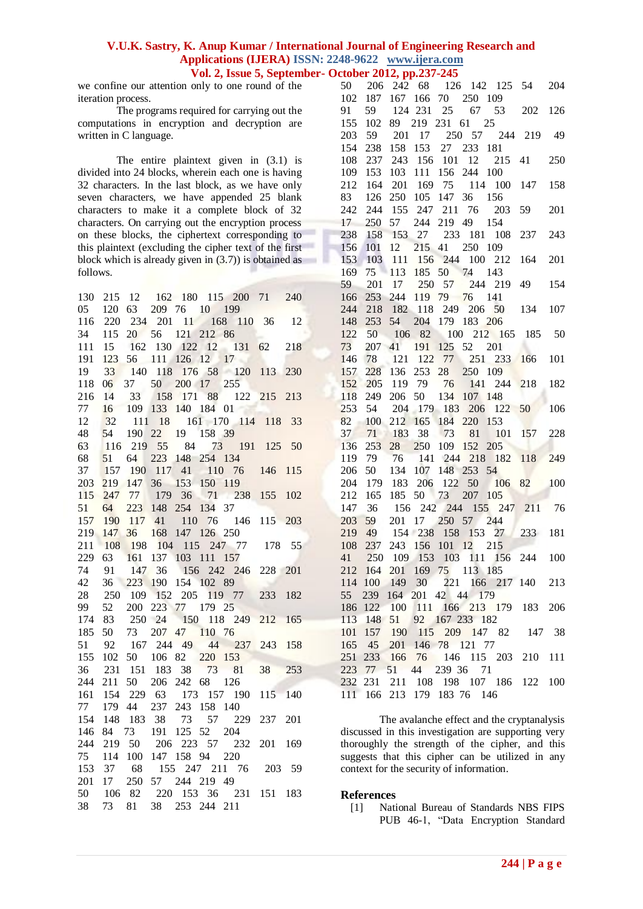we confine our attention only to one round of the iteration process.

The programs required for carrying out the computations in encryption and decryption are written in C language.

The entire plaintext given in (3.1) is divided into 24 blocks, wherein each one is having 32 characters. In the last block, as we have only seven characters, we have appended 25 blank characters to make it a complete block of 32 characters. On carrying out the encryption process on these blocks, the ciphertext corresponding to this plaintext (excluding the cipher text of the first block which is already given in (3.7)) is obtained as follows.

```
130 215 12 162 180 115 200 71 240
05 120 63 209 76 10 199
116 220 234 201 11 168 110 36 12
34 115 20 56 121 212 86
111 15 162 130 122 12 131 62 218
191 123 56 111 126 12 17
19 33 140 118 176 58 120 113 230
118 06 37 50 200 17 255
216 14 33 158 171 88 122 215 213
77 16 109 133 140 184 01
12 32 111 18 161 170 114 118 33
48 54 190 22 19 158 39
63 116 219 55 84 73 191 125 50
68 51 64 223 148 254 134
37 157 190 117 41 110 76 146 115
203 219 147 36 153 150 119
115 247 77 179 36 71 238 155 102
51 64 223 148 254 134 37
157 190 117 41 110 76 146 115 203
219 147 36 168 147 126 250
211 108 198 104 115 247 77 178 55
229 63 161 137 103 111 157
74 91 147 36 156 242 246 228 201
42 36 223 190 154 102 89
28 250 109 152 205 119 77 233 182
99 52 200 223 77 179 25
174 83 250 24 150 118 249 212 165
185 50 73 207 47 110 76
51 92 167 244 49 44 237 243 158
155 102 50 106 82 220 153
36 231 151 183 38 73 81 38 253
244 211 50 206 242 68 126
161 154 229 63 173 157 190 115 140
77 179 44 237 243 158 140
154 148 183 38 73 57 229 237 201
146 84 73 191 125 52 204
244 219 50 206 223 57 232 201 169
75 114 100 147 158 94 220
153 37 68 155 247 211 76 203 59
201 17 250 57 244 219 49
50 106 82 220 153 36 231 151 183
38 73 81 38 253 244 211
50 206 242 68 126 142 125 54 204
102 187 167 166 70 250 109
91 59 124 231 25 67 53 202 126
155 102 89 219 231 61 25
203 59 201 17 250 57 244 219 49
154 238 158 153 27 233 181
108 237 243 156 101 12 215 41 250
109 153 103 111 156 244 100
212 164 201 169 75 114 100 147 158
83 126 250 105 147 36 156
242 244 155 247 211 76 203 59 201
17 250 57 244 219 49 154
238 158 153 27 233 181 108 237 243
156 101 12 215 41 250 109
153 103 111 156 244 100 212 164 201
169 75 113 185 50 74 143
59 201 17 250 57 244 219 49 154
166 253 244 119 79 76 141
244 218 182 118 249 206 50 134 107
148 253 54 204 179 183 206
122 50 106 82 100 212 165 185 50
73 207 41 191 125 52 201
146 78 121 122 77 251 233 166 101
157 228 136 253 28 250 109
152 205 119 79 76 141 244 218 182
118 249 206 50 134 107 148
253 54 204 179 183 206 122 50 106
82 100 212 165 184 220 153
37 71 183 38 73 81 101 157 228
136 253 28 250 109 152 205
119 79 76 141 244 218 182 118 249
206 50 134 107 148 253 54
204 179 183 206 122 50 106 82 100
212 165 185 50 73 207 105
147 36 156 242 244 155 247 211 76
203 59 201 17 250 57 244
219 49 154 238 158 153 27 233 181
108 237 243 156 101 12 215
41 250 109 153 103 111 156 244 100
212 164 201 169 75 113 185
114 100 149 30 221 166 217 140 213
55 239 164 201 42 44 179
186 122 100 111 166 213 179 183 206
113 148 51 92 167 233 182
101 157 190 115 209 147 82 147 38
165 45 201 146 78 121 77
251 233 166 76 146 115 203 210 111
223 77 51 44 239 36 71
232 231 211 108 198 107 186 122 100
111 166 213 179 183 76 146
```

The avalanche effect and the cryptanalysis discussed in this investigation are supporting very thoroughly the strength of the cipher, and this suggests that this cipher can be utilized in any context for the security of information.

## References

[1] National Bureau of Standards NBS FIPS PUB 46-1, "Data Encryption Standard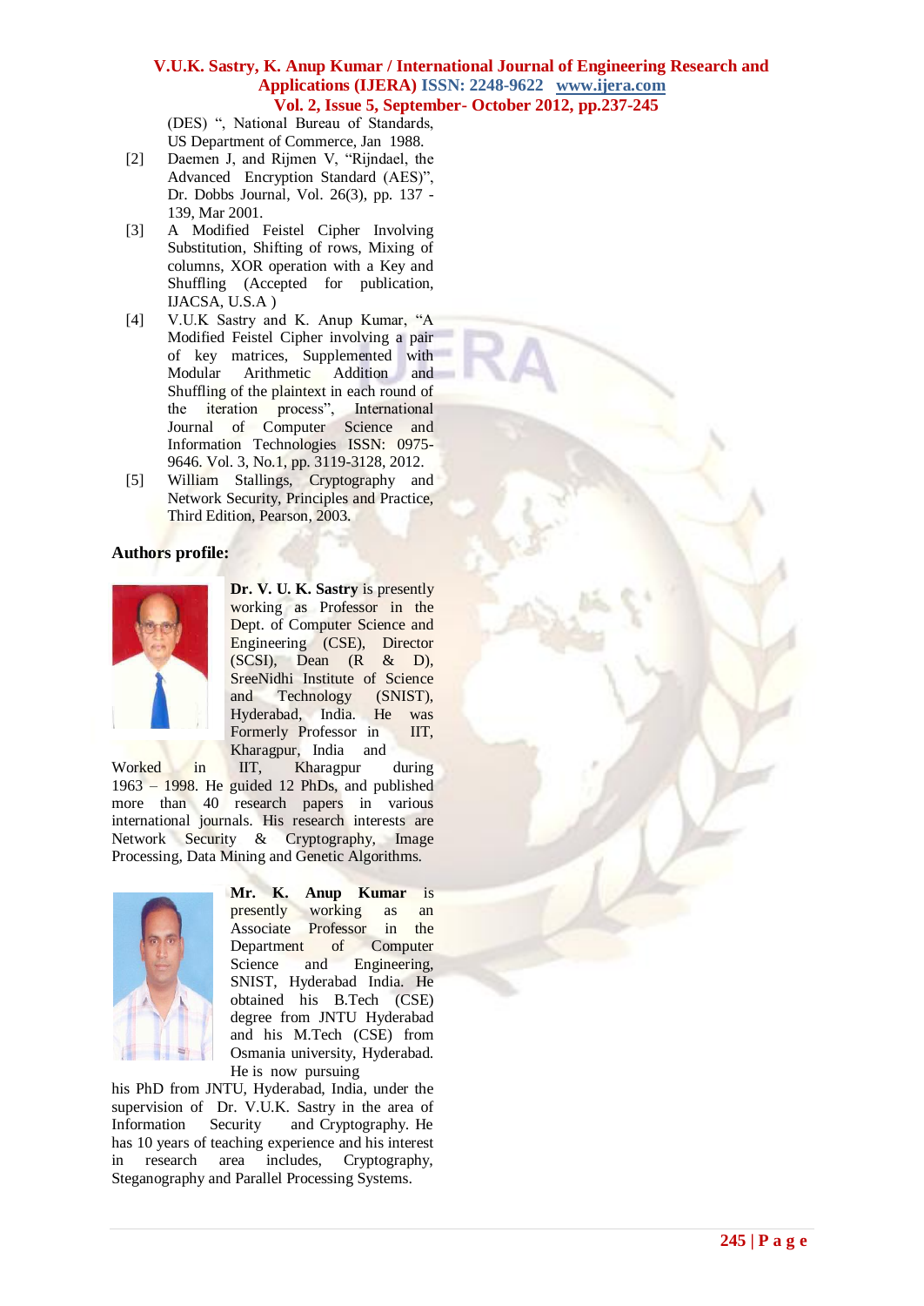(DES) ", National Bureau of Standards, US Department of Commerce, Jan 1988.

[2] Daemen J, and Rijmen V, "Rijndael, the Advanced Encryption Standard (AES)", Dr. Dobbs Journal, Vol. 26(3), pp. 137 - 139, Mar 2001.

[3] A Modified Feistel Cipher Involving Substitution, Shifting of rows, Mixing of columns, XOR operation with a Key and Shuffling (Accepted for publication, IJACSA, U.S.A )

[4] V.U.K Sastry and K. Anup Kumar, "A Modified Feistel Cipher involving a pair of key matrices, Supplemented with Modular Arithmetic Addition and Shuffling of the plaintext in each round of the iteration process", International Journal of Computer Science and Information Technologies ISSN: 0975-9646. Vol. 3, No.1, pp. 3119-3128, 2012.

[5] William Stallings, Cryptography and Network Security, Principles and Practice, Third Edition, Pearson, 2003.

**Authors profile:**

**Dr. V. U. K. Sastry** is presently working as Professor in the Dept. of Computer Science and Engineering (CSE), Director (SCSI), Dean (R & D), SreeNidhi Institute of Science and Technology (SNIST), Hyderabad, India. He was Formerly Professor in IIT, Kharagpur, India and Worked in IIT, Kharagpur during 1963 – 1998. He guided 12 PhDs, and published more than 40 research papers in various international journals. His research interests are Network Security & Cryptography, Image Processing, Data Mining and Genetic Algorithms.

**Mr. K. Anup Kumar** is presently working as an Associate Professor in the Department of Computer Science and Engineering, SNIST, Hyderabad India. He obtained his B.Tech (CSE) degree from JNTU Hyderabad and his M.Tech (CSE) from Osmania university, Hyderabad. He is now pursuing his PhD from JNTU, Hyderabad, India, under the supervision of Dr. V.U.K. Sastry in the area of Information Security and Cryptography. He has 10 years of teaching experience and his interest in research area includes, Cryptography, Steganography and Parallel Processing Systems.